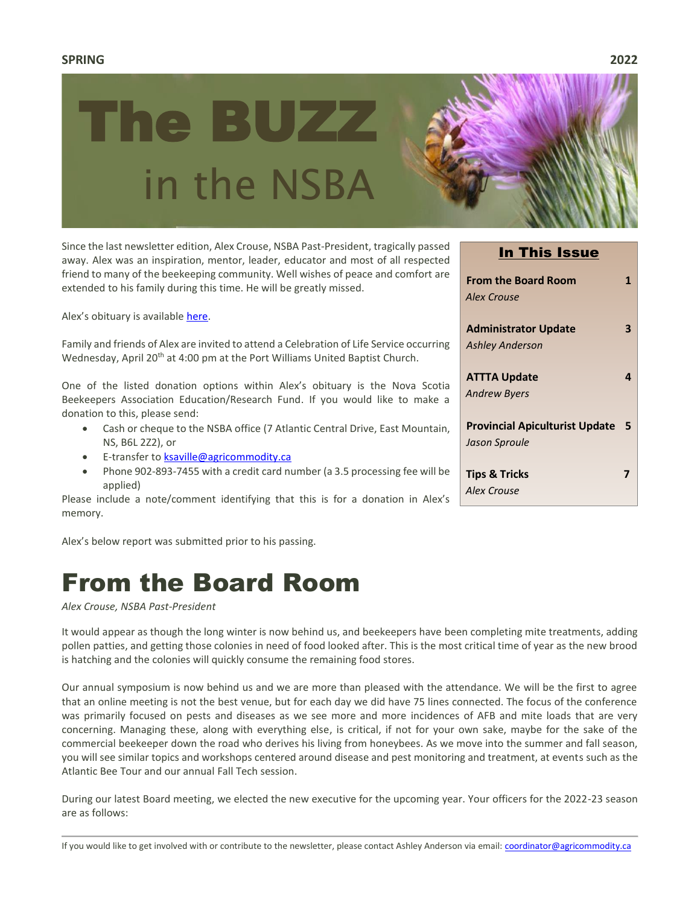**SPRING** **2022**

# The BUZZ in the NSBA

Since the last newsletter edition, Alex Crouse, NSBA Past-President, tragically passed away. Alex was an inspiration, mentor, leader, educator and most of all respected friend to many of the beekeeping community. Well wishes of peace and comfort are extended to his family during this time. He will be greatly missed.

Alex's obituary is available [here](here).

Family and friends of Alex are invited to attend a Celebration of Life Service occurring Wednesday, April 20th at 4:00 pm at the Port Williams United Baptist Church.

One of the listed donation options within Alex's obituary is the Nova Scotia Beekeepers Association Education/Research Fund. If you would like to make a donation to this, please send:

- Cash or cheque to the NSBA office (7 Atlantic Central Drive, East Mountain, NS, B6L 2Z2), or
- E-transfer to ksaville@agricommodity.ca
- Phone 902-893-7455 with a credit card number (a 3.5 processing fee will be applied)

Please include a note/comment identifying that this is for a donation in Alex's memory.

Alex's below report was submitted prior to his passing.

**In This Issue**

| | |
|---|---|
| **From the Board Room** *Alex Crouse* | 1 |
| **Administrator Update** *Ashley Anderson* | 3 |
| **ATTTA Update** *Andrew Byers* | 4 |
| **Provincial Apiculturist Update** *Jason Sproule* | 5 |
| **Tips & Tricks** *Alex Crouse* | 7 |

# From the Board Room

*Alex Crouse, NSBA Past-President*

It would appear as though the long winter is now behind us, and beekeepers have been completing mite treatments, adding pollen patties, and getting those colonies in need of food looked after. This is the most critical time of year as the new brood is hatching and the colonies will quickly consume the remaining food stores.

Our annual symposium is now behind us and we are more than pleased with the attendance. We will be the first to agree that an online meeting is not the best venue, but for each day we did have 75 lines connected. The focus of the conference was primarily focused on pests and diseases as we see more and more incidences of AFB and mite loads that are very concerning. Managing these, along with everything else, is critical, if not for your own sake, maybe for the sake of the commercial beekeeper down the road who derives his living from honeybees. As we move into the summer and fall season, you will see similar topics and workshops centered around disease and pest monitoring and treatment, at events such as the Atlantic Bee Tour and our annual Fall Tech session.

During our latest Board meeting, we elected the new executive for the upcoming year. Your officers for the 2022-23 season are as follows:

If you would like to get involved with or contribute to the newsletter, please contact Ashley Anderson via email: coordinator@agricommodity.ca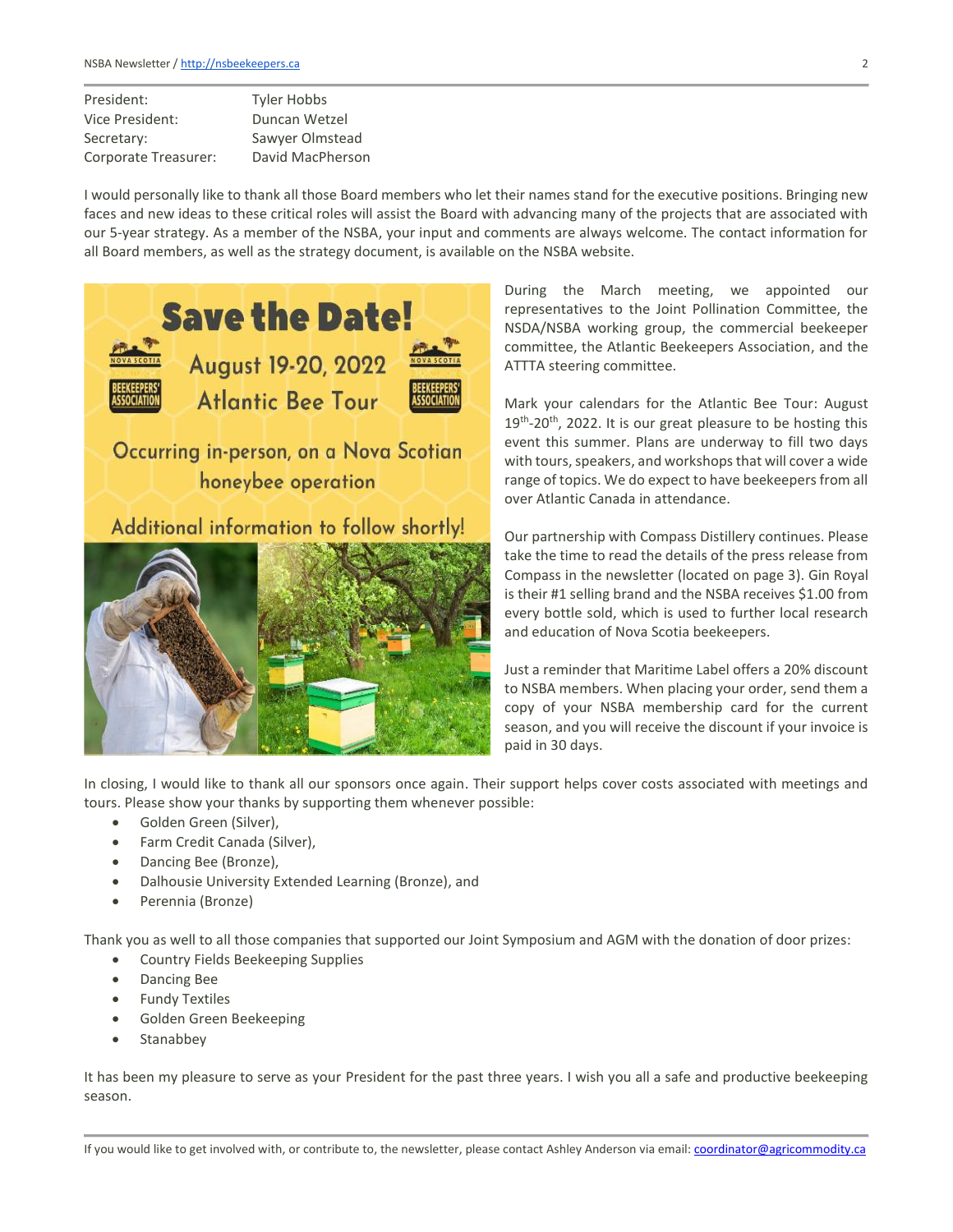| President: | Tyler Hobbs |
|---|---|
| Vice President: | Duncan Wetzel |
| Secretary: | Sawyer Olmstead |
| Corporate Treasurer: | David MacPherson |

I would personally like to thank all those Board members who let their names stand for the executive positions. Bringing new faces and new ideas to these critical roles will assist the Board with advancing many of the projects that are associated with our 5-year strategy. As a member of the NSBA, your input and comments are always welcome. The contact information for all Board members, as well as the strategy document, is available on the NSBA website.

**Save the Date!**
**August 19-20, 2022**
**Atlantic Bee Tour**
Occurring in-person, on a Nova Scotian honeybee operation
Additional information to follow shortly!

During the March meeting, we appointed our representatives to the Joint Pollination Committee, the NSDA/NSBA working group, the commercial beekeeper committee, the Atlantic Beekeepers Association, and the ATTTA steering committee.

Mark your calendars for the Atlantic Bee Tour: August 19th-20th, 2022. It is our great pleasure to be hosting this event this summer. Plans are underway to fill two days with tours, speakers, and workshops that will cover a wide range of topics. We do expect to have beekeepers from all over Atlantic Canada in attendance.

Our partnership with Compass Distillery continues. Please take the time to read the details of the press release from Compass in the newsletter (located on page 3). Gin Royal is their #1 selling brand and the NSBA receives $1.00 from every bottle sold, which is used to further local research and education of Nova Scotia beekeepers.

Just a reminder that Maritime Label offers a 20% discount to NSBA members. When placing your order, send them a copy of your NSBA membership card for the current season, and you will receive the discount if your invoice is paid in 30 days.

In closing, I would like to thank all our sponsors once again. Their support helps cover costs associated with meetings and tours. Please show your thanks by supporting them whenever possible:

- Golden Green (Silver),
- Farm Credit Canada (Silver),
- Dancing Bee (Bronze),
- Dalhousie University Extended Learning (Bronze), and
- Perennia (Bronze)

Thank you as well to all those companies that supported our Joint Symposium and AGM with the donation of door prizes:

- Country Fields Beekeeping Supplies
- Dancing Bee
- Fundy Textiles
- Golden Green Beekeeping
- Stanabbey

It has been my pleasure to serve as your President for the past three years. I wish you all a safe and productive beekeeping season.

If you would like to get involved with, or contribute to, the newsletter, please contact Ashley Anderson via email: coordinator@agricommodity.ca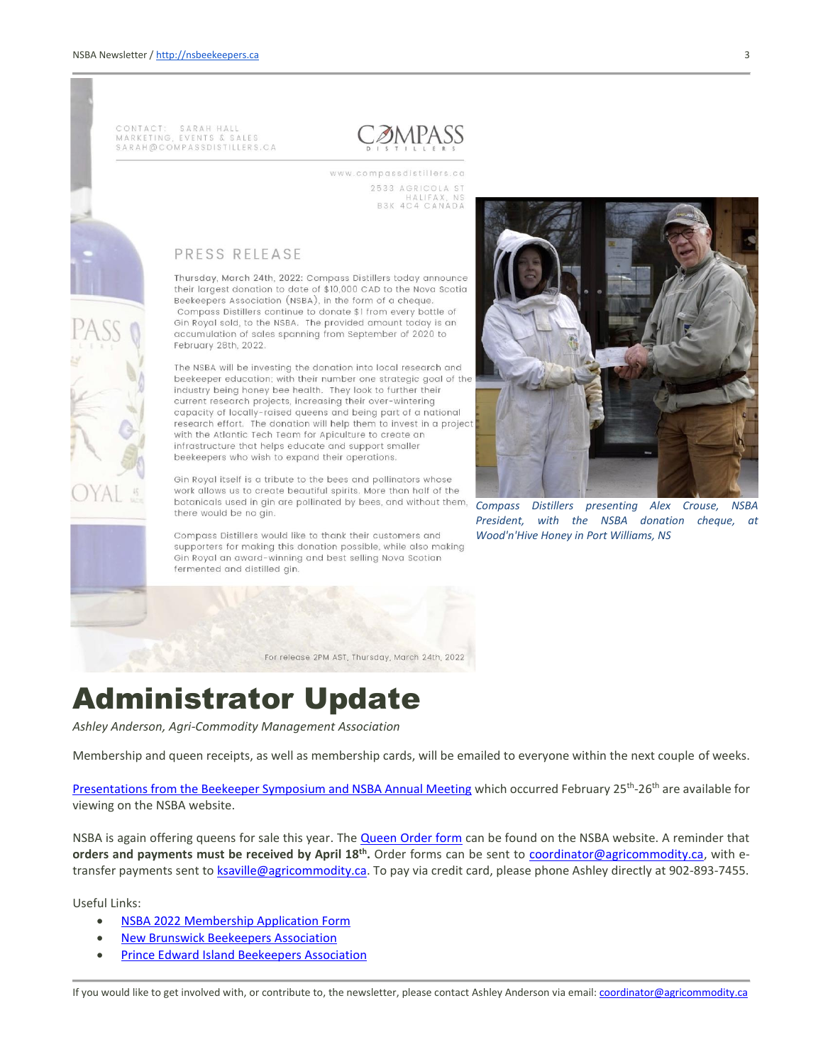CONTACT: SARAH HALL
MARKETING, EVENTS & SALES
SARAH@COMPASSDISTILLERS.CA

COMPASS DISTILLERS

www.compassdistillers.ca
2533 AGRICOLA ST
HALIFAX, NS
B3K 4C4 CANADA

## PRESS RELEASE

Thursday, March 24th, 2022: Compass Distillers today announce their largest donation to date of $10,000 CAD to the Nova Scotia Beekeepers Association (NSBA), in the form of a cheque. Compass Distillers continue to donate $1 from every bottle of Gin Royal sold, to the NSBA. The provided amount today is an accumulation of sales spanning from September of 2020 to February 28th, 2022.

The NSBA will be investing the donation into local research and beekeeper education; with their number one strategic goal of the industry being honey bee health. They look to further their current research projects, increasing their over-wintering capacity of locally-raised queens and being part of a national research effort. The donation will help them to invest in a project with the Atlantic Tech Team for Apiculture to create an infrastructure that helps educate and support smaller beekeepers who wish to expand their operations.

Gin Royal itself is a tribute to the bees and pollinators whose work allows us to create beautiful spirits. More than half of the botanicals used in gin are pollinated by bees, and without them, there would be no gin.

Compass Distillers would like to thank their customers and supporters for making this donation possible, while also making Gin Royal an award-winning and best selling Nova Scotian fermented and distilled gin.

For release 2PM AST, Thursday, March 24th, 2022

*Compass Distillers presenting Alex Crouse, NSBA President, with the NSBA donation cheque, at Wood'n'Hive Honey in Port Williams, NS*

# Administrator Update

*Ashley Anderson, Agri-Commodity Management Association*

Membership and queen receipts, as well as membership cards, will be emailed to everyone within the next couple of weeks.

Presentations from the Beekeeper Symposium and NSBA Annual Meeting which occurred February 25th-26th are available for viewing on the NSBA website.

NSBA is again offering queens for sale this year. The Queen Order form can be found on the NSBA website. A reminder that **orders and payments must be received by April 18th.** Order forms can be sent to coordinator@agricommodity.ca, with e-transfer payments sent to ksaville@agricommodity.ca. To pay via credit card, please phone Ashley directly at 902-893-7455.

Useful Links:

- NSBA 2022 Membership Application Form
- New Brunswick Beekeepers Association
- Prince Edward Island Beekeepers Association

If you would like to get involved with, or contribute to, the newsletter, please contact Ashley Anderson via email: coordinator@agricommodity.ca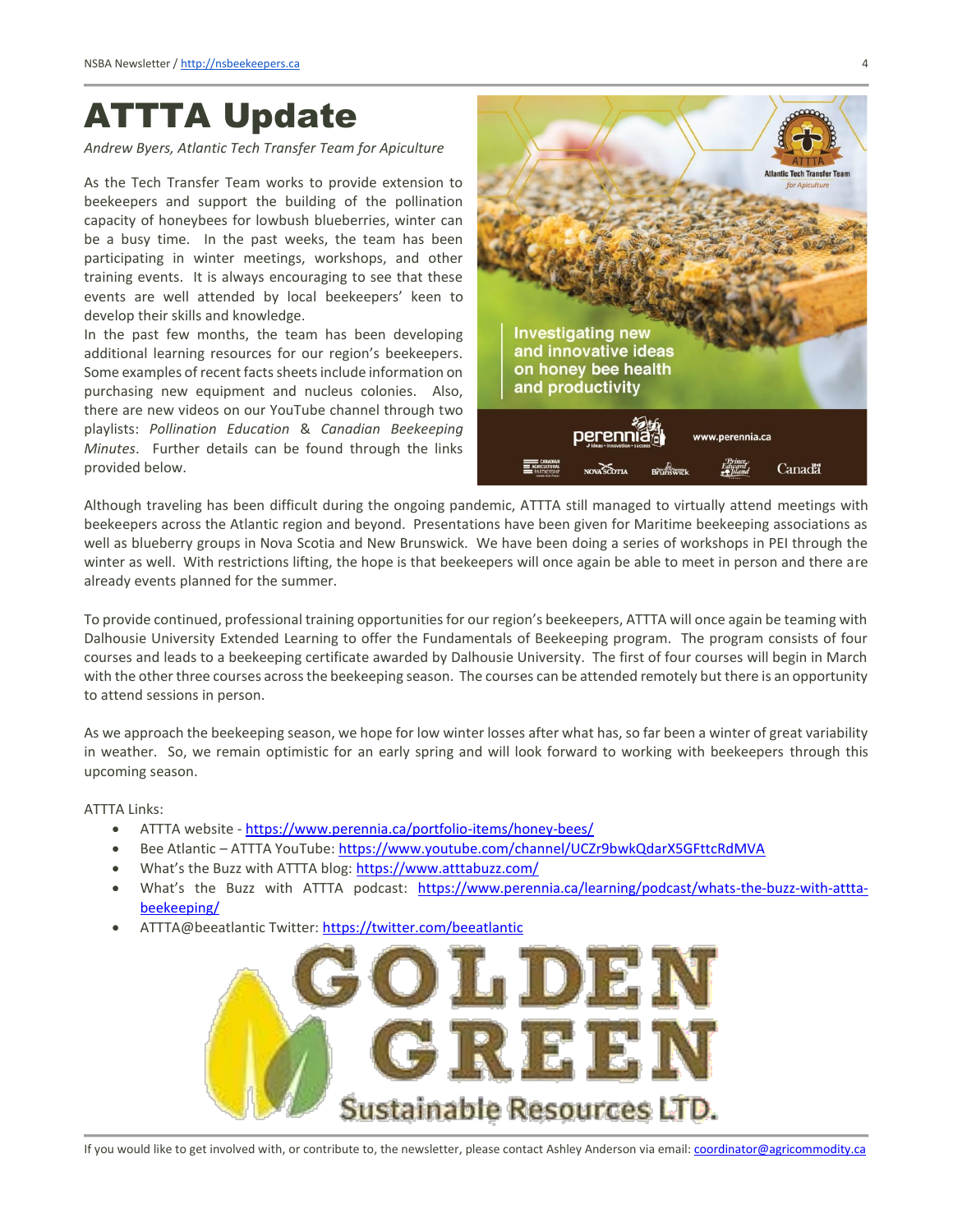# ATTTA Update

*Andrew Byers, Atlantic Tech Transfer Team for Apiculture*

As the Tech Transfer Team works to provide extension to beekeepers and support the building of the pollination capacity of honeybees for lowbush blueberries, winter can be a busy time. In the past weeks, the team has been participating in winter meetings, workshops, and other training events. It is always encouraging to see that these events are well attended by local beekeepers' keen to develop their skills and knowledge.

In the past few months, the team has been developing additional learning resources for our region's beekeepers. Some examples of recent facts sheets include information on purchasing new equipment and nucleus colonies. Also, there are new videos on our YouTube channel through two playlists: *Pollination Education* & *Canadian Beekeeping Minutes*. Further details can be found through the links provided below.

Although traveling has been difficult during the ongoing pandemic, ATTTA still managed to virtually attend meetings with beekeepers across the Atlantic region and beyond. Presentations have been given for Maritime beekeeping associations as well as blueberry groups in Nova Scotia and New Brunswick. We have been doing a series of workshops in PEI through the winter as well. With restrictions lifting, the hope is that beekeepers will once again be able to meet in person and there are already events planned for the summer.

To provide continued, professional training opportunities for our region's beekeepers, ATTTA will once again be teaming with Dalhousie University Extended Learning to offer the Fundamentals of Beekeeping program. The program consists of four courses and leads to a beekeeping certificate awarded by Dalhousie University. The first of four courses will begin in March with the other three courses across the beekeeping season. The courses can be attended remotely but there is an opportunity to attend sessions in person.

As we approach the beekeeping season, we hope for low winter losses after what has, so far been a winter of great variability in weather. So, we remain optimistic for an early spring and will look forward to working with beekeepers through this upcoming season.

ATTTA Links:

- ATTTA website - https://www.perennia.ca/portfolio-items/honey-bees/
- Bee Atlantic – ATTTA YouTube: https://www.youtube.com/channel/UCZr9bwkQdarX5GFttcRdMVA
- What's the Buzz with ATTTA blog: https://www.atttabuzz.com/
- What's the Buzz with ATTTA podcast: https://www.perennia.ca/learning/podcast/whats-the-buzz-with-attta-beekeeping/
- ATTTA@beeatlantic Twitter: https://twitter.com/beeatlantic

If you would like to get involved with, or contribute to, the newsletter, please contact Ashley Anderson via email: coordinator@agricommodity.ca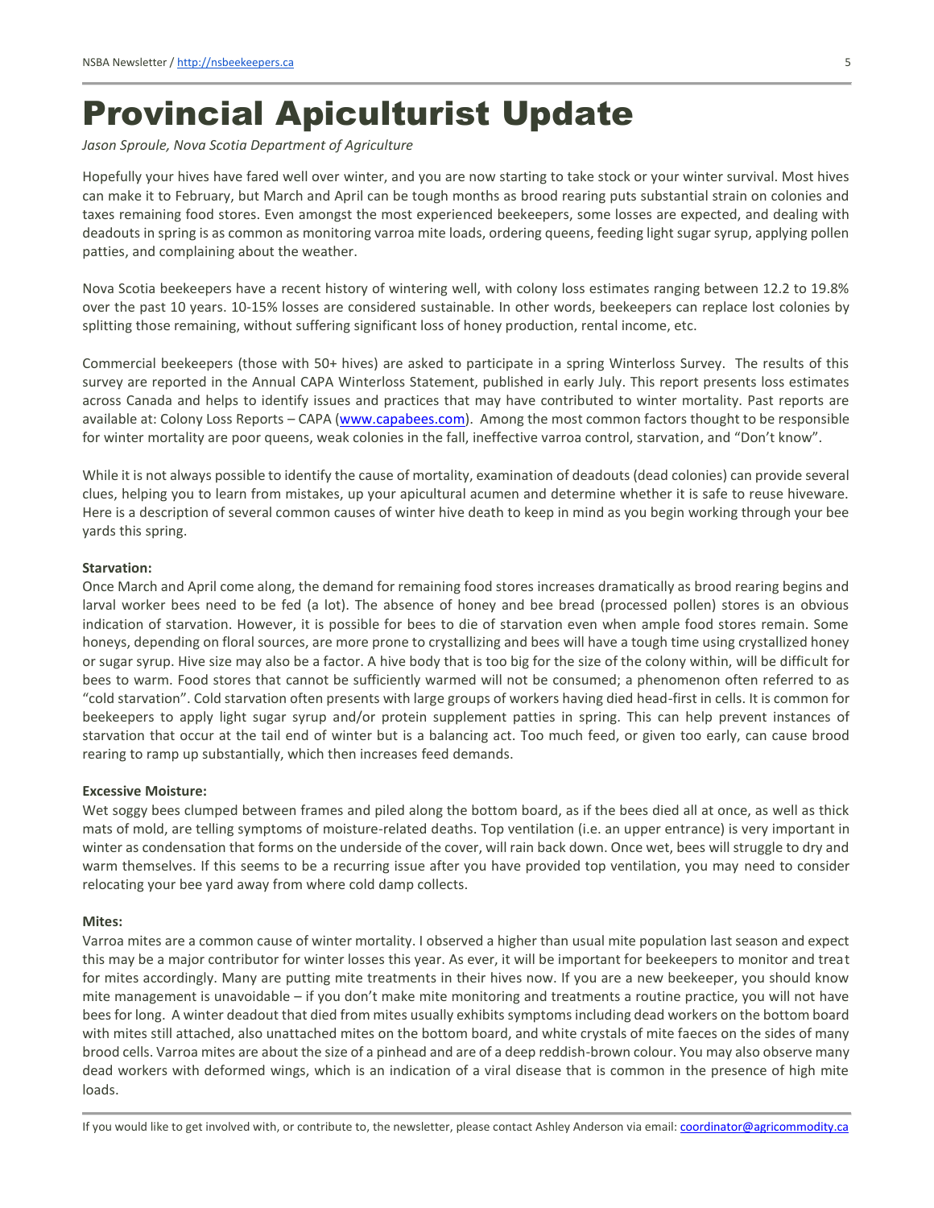# Provincial Apiculturist Update

*Jason Sproule, Nova Scotia Department of Agriculture*

Hopefully your hives have fared well over winter, and you are now starting to take stock or your winter survival. Most hives can make it to February, but March and April can be tough months as brood rearing puts substantial strain on colonies and taxes remaining food stores. Even amongst the most experienced beekeepers, some losses are expected, and dealing with deadouts in spring is as common as monitoring varroa mite loads, ordering queens, feeding light sugar syrup, applying pollen patties, and complaining about the weather.

Nova Scotia beekeepers have a recent history of wintering well, with colony loss estimates ranging between 12.2 to 19.8% over the past 10 years. 10-15% losses are considered sustainable. In other words, beekeepers can replace lost colonies by splitting those remaining, without suffering significant loss of honey production, rental income, etc.

Commercial beekeepers (those with 50+ hives) are asked to participate in a spring Winterloss Survey. The results of this survey are reported in the Annual CAPA Winterloss Statement, published in early July. This report presents loss estimates across Canada and helps to identify issues and practices that may have contributed to winter mortality. Past reports are available at: Colony Loss Reports – CAPA (www.capabees.com). Among the most common factors thought to be responsible for winter mortality are poor queens, weak colonies in the fall, ineffective varroa control, starvation, and "Don't know".

While it is not always possible to identify the cause of mortality, examination of deadouts (dead colonies) can provide several clues, helping you to learn from mistakes, up your apicultural acumen and determine whether it is safe to reuse hiveware. Here is a description of several common causes of winter hive death to keep in mind as you begin working through your bee yards this spring.

**Starvation:**
Once March and April come along, the demand for remaining food stores increases dramatically as brood rearing begins and larval worker bees need to be fed (a lot). The absence of honey and bee bread (processed pollen) stores is an obvious indication of starvation. However, it is possible for bees to die of starvation even when ample food stores remain. Some honeys, depending on floral sources, are more prone to crystallizing and bees will have a tough time using crystallized honey or sugar syrup. Hive size may also be a factor. A hive body that is too big for the size of the colony within, will be difficult for bees to warm. Food stores that cannot be sufficiently warmed will not be consumed; a phenomenon often referred to as "cold starvation". Cold starvation often presents with large groups of workers having died head-first in cells. It is common for beekeepers to apply light sugar syrup and/or protein supplement patties in spring. This can help prevent instances of starvation that occur at the tail end of winter but is a balancing act. Too much feed, or given too early, can cause brood rearing to ramp up substantially, which then increases feed demands.

**Excessive Moisture:**
Wet soggy bees clumped between frames and piled along the bottom board, as if the bees died all at once, as well as thick mats of mold, are telling symptoms of moisture-related deaths. Top ventilation (i.e. an upper entrance) is very important in winter as condensation that forms on the underside of the cover, will rain back down. Once wet, bees will struggle to dry and warm themselves. If this seems to be a recurring issue after you have provided top ventilation, you may need to consider relocating your bee yard away from where cold damp collects.

**Mites:**
Varroa mites are a common cause of winter mortality. I observed a higher than usual mite population last season and expect this may be a major contributor for winter losses this year. As ever, it will be important for beekeepers to monitor and treat for mites accordingly. Many are putting mite treatments in their hives now. If you are a new beekeeper, you should know mite management is unavoidable – if you don't make mite monitoring and treatments a routine practice, you will not have bees for long. A winter deadout that died from mites usually exhibits symptoms including dead workers on the bottom board with mites still attached, also unattached mites on the bottom board, and white crystals of mite faeces on the sides of many brood cells. Varroa mites are about the size of a pinhead and are of a deep reddish-brown colour. You may also observe many dead workers with deformed wings, which is an indication of a viral disease that is common in the presence of high mite loads.

If you would like to get involved with, or contribute to, the newsletter, please contact Ashley Anderson via email: coordinator@agricommodity.ca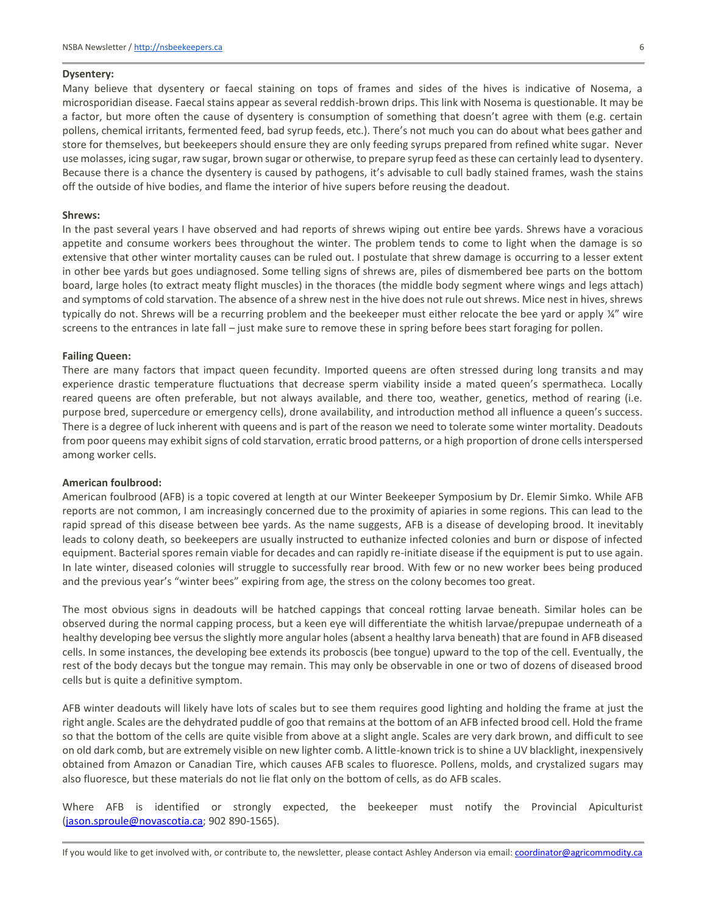**Dysentery:**

Many believe that dysentery or faecal staining on tops of frames and sides of the hives is indicative of Nosema, a microsporidian disease. Faecal stains appear as several reddish-brown drips. This link with Nosema is questionable. It may be a factor, but more often the cause of dysentery is consumption of something that doesn't agree with them (e.g. certain pollens, chemical irritants, fermented feed, bad syrup feeds, etc.). There's not much you can do about what bees gather and store for themselves, but beekeepers should ensure they are only feeding syrups prepared from refined white sugar. Never use molasses, icing sugar, raw sugar, brown sugar or otherwise, to prepare syrup feed as these can certainly lead to dysentery. Because there is a chance the dysentery is caused by pathogens, it's advisable to cull badly stained frames, wash the stains off the outside of hive bodies, and flame the interior of hive supers before reusing the deadout.

**Shrews:**

In the past several years I have observed and had reports of shrews wiping out entire bee yards. Shrews have a voracious appetite and consume workers bees throughout the winter. The problem tends to come to light when the damage is so extensive that other winter mortality causes can be ruled out. I postulate that shrew damage is occurring to a lesser extent in other bee yards but goes undiagnosed. Some telling signs of shrews are, piles of dismembered bee parts on the bottom board, large holes (to extract meaty flight muscles) in the thoraces (the middle body segment where wings and legs attach) and symptoms of cold starvation. The absence of a shrew nest in the hive does not rule out shrews. Mice nest in hives, shrews typically do not. Shrews will be a recurring problem and the beekeeper must either relocate the bee yard or apply ¼" wire screens to the entrances in late fall – just make sure to remove these in spring before bees start foraging for pollen.

**Failing Queen:**

There are many factors that impact queen fecundity. Imported queens are often stressed during long transits and may experience drastic temperature fluctuations that decrease sperm viability inside a mated queen's spermatheca. Locally reared queens are often preferable, but not always available, and there too, weather, genetics, method of rearing (i.e. purpose bred, supercedure or emergency cells), drone availability, and introduction method all influence a queen's success. There is a degree of luck inherent with queens and is part of the reason we need to tolerate some winter mortality. Deadouts from poor queens may exhibit signs of cold starvation, erratic brood patterns, or a high proportion of drone cells interspersed among worker cells.

**American foulbrood:**

American foulbrood (AFB) is a topic covered at length at our Winter Beekeeper Symposium by Dr. Elemir Simko. While AFB reports are not common, I am increasingly concerned due to the proximity of apiaries in some regions. This can lead to the rapid spread of this disease between bee yards. As the name suggests, AFB is a disease of developing brood. It inevitably leads to colony death, so beekeepers are usually instructed to euthanize infected colonies and burn or dispose of infected equipment. Bacterial spores remain viable for decades and can rapidly re-initiate disease if the equipment is put to use again. In late winter, diseased colonies will struggle to successfully rear brood. With few or no new worker bees being produced and the previous year's "winter bees" expiring from age, the stress on the colony becomes too great.

The most obvious signs in deadouts will be hatched cappings that conceal rotting larvae beneath. Similar holes can be observed during the normal capping process, but a keen eye will differentiate the whitish larvae/prepupae underneath of a healthy developing bee versus the slightly more angular holes (absent a healthy larva beneath) that are found in AFB diseased cells. In some instances, the developing bee extends its proboscis (bee tongue) upward to the top of the cell. Eventually, the rest of the body decays but the tongue may remain. This may only be observable in one or two of dozens of diseased brood cells but is quite a definitive symptom.

AFB winter deadouts will likely have lots of scales but to see them requires good lighting and holding the frame at just the right angle. Scales are the dehydrated puddle of goo that remains at the bottom of an AFB infected brood cell. Hold the frame so that the bottom of the cells are quite visible from above at a slight angle. Scales are very dark brown, and difficult to see on old dark comb, but are extremely visible on new lighter comb. A little-known trick is to shine a UV blacklight, inexpensively obtained from Amazon or Canadian Tire, which causes AFB scales to fluoresce. Pollens, molds, and crystalized sugars may also fluoresce, but these materials do not lie flat only on the bottom of cells, as do AFB scales.

Where AFB is identified or strongly expected, the beekeeper must notify the Provincial Apiculturist (jason.sproule@novascotia.ca; 902 890-1565).

If you would like to get involved with, or contribute to, the newsletter, please contact Ashley Anderson via email: coordinator@agricommodity.ca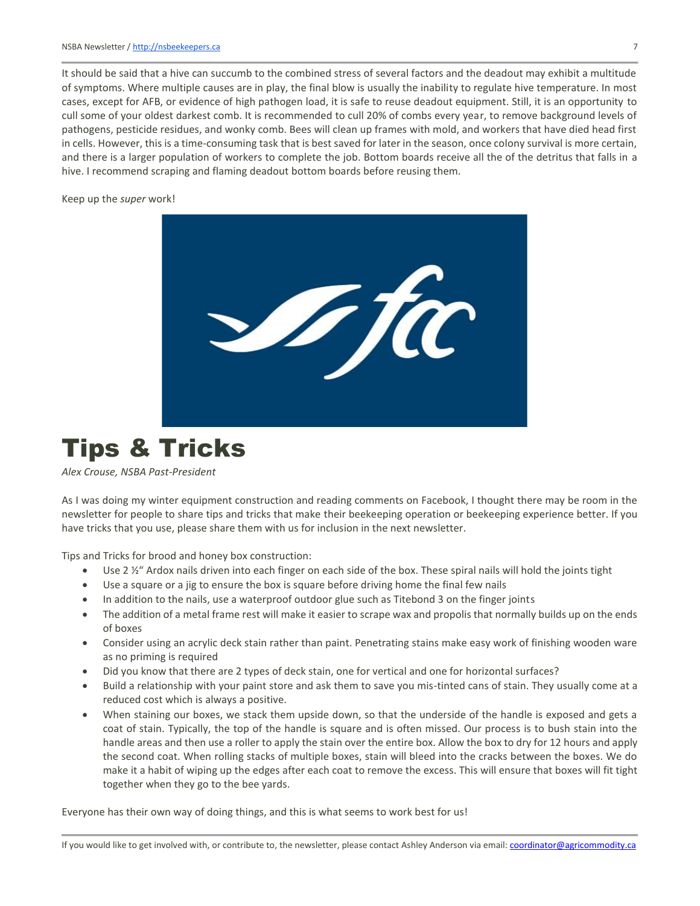It should be said that a hive can succumb to the combined stress of several factors and the deadout may exhibit a multitude of symptoms. Where multiple causes are in play, the final blow is usually the inability to regulate hive temperature. In most cases, except for AFB, or evidence of high pathogen load, it is safe to reuse deadout equipment. Still, it is an opportunity to cull some of your oldest darkest comb. It is recommended to cull 20% of combs every year, to remove background levels of pathogens, pesticide residues, and wonky comb. Bees will clean up frames with mold, and workers that have died head first in cells. However, this is a time-consuming task that is best saved for later in the season, once colony survival is more certain, and there is a larger population of workers to complete the job. Bottom boards receive all the of the detritus that falls in a hive. I recommend scraping and flaming deadout bottom boards before reusing them.

Keep up the *super* work!

# Tips & Tricks

*Alex Crouse, NSBA Past-President*

As I was doing my winter equipment construction and reading comments on Facebook, I thought there may be room in the newsletter for people to share tips and tricks that make their beekeeping operation or beekeeping experience better. If you have tricks that you use, please share them with us for inclusion in the next newsletter.

Tips and Tricks for brood and honey box construction:

- Use 2 ½" Ardox nails driven into each finger on each side of the box. These spiral nails will hold the joints tight
- Use a square or a jig to ensure the box is square before driving home the final few nails
- In addition to the nails, use a waterproof outdoor glue such as Titebond 3 on the finger joints
- The addition of a metal frame rest will make it easier to scrape wax and propolis that normally builds up on the ends of boxes
- Consider using an acrylic deck stain rather than paint. Penetrating stains make easy work of finishing wooden ware as no priming is required
- Did you know that there are 2 types of deck stain, one for vertical and one for horizontal surfaces?
- Build a relationship with your paint store and ask them to save you mis-tinted cans of stain. They usually come at a reduced cost which is always a positive.
- When staining our boxes, we stack them upside down, so that the underside of the handle is exposed and gets a coat of stain. Typically, the top of the handle is square and is often missed. Our process is to bush stain into the handle areas and then use a roller to apply the stain over the entire box. Allow the box to dry for 12 hours and apply the second coat. When rolling stacks of multiple boxes, stain will bleed into the cracks between the boxes. We do make it a habit of wiping up the edges after each coat to remove the excess. This will ensure that boxes will fit tight together when they go to the bee yards.

Everyone has their own way of doing things, and this is what seems to work best for us!

If you would like to get involved with, or contribute to, the newsletter, please contact Ashley Anderson via email: coordinator@agricommodity.ca